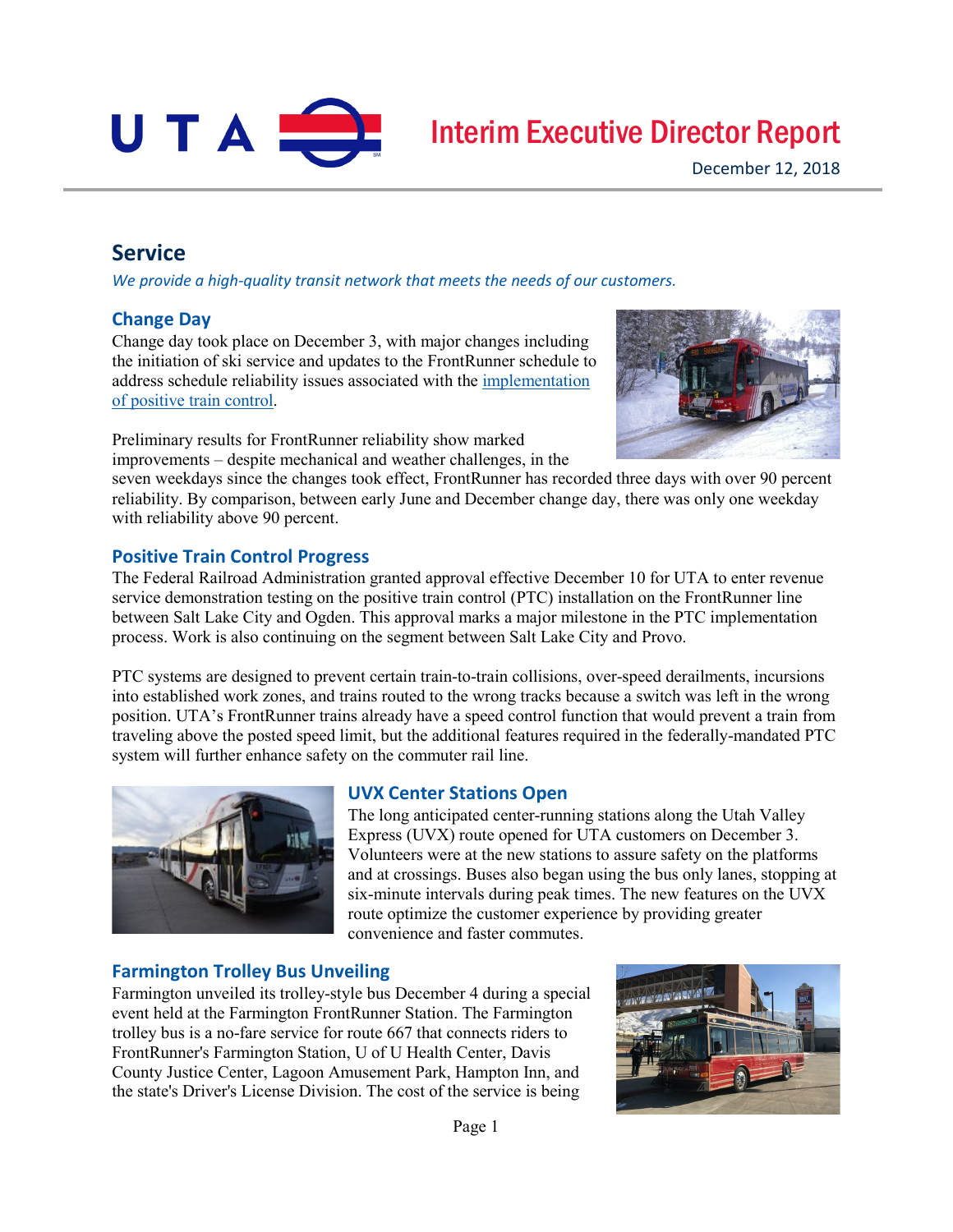# Interim Executive Director Report

December 12, 2018

## Service

*We provide a high-quality transit network that meets the needs of our customers.*

### Change Day

Change day took place on December 3, with major changes including the initiation of ski service and updates to the FrontRunner schedule to address schedule reliability issues associated with the implementation of positive train control.

Preliminary results for FrontRunner reliability show marked improvements – despite mechanical and weather challenges, in the seven weekdays since the changes took effect, FrontRunner has recorded three days with over 90 percent reliability. By comparison, between early June and December change day, there was only one weekday with reliability above 90 percent.

### Positive Train Control Progress

The Federal Railroad Administration granted approval effective December 10 for UTA to enter revenue service demonstration testing on the positive train control (PTC) installation on the FrontRunner line between Salt Lake City and Ogden. This approval marks a major milestone in the PTC implementation process. Work is also continuing on the segment between Salt Lake City and Provo.

PTC systems are designed to prevent certain train-to-train collisions, over-speed derailments, incursions into established work zones, and trains routed to the wrong tracks because a switch was left in the wrong position. UTA's FrontRunner trains already have a speed control function that would prevent a train from traveling above the posted speed limit, but the additional features required in the federally-mandated PTC system will further enhance safety on the commuter rail line.

### UVX Center Stations Open

The long anticipated center-running stations along the Utah Valley Express (UVX) route opened for UTA customers on December 3. Volunteers were at the new stations to assure safety on the platforms and at crossings. Buses also began using the bus only lanes, stopping at six-minute intervals during peak times. The new features on the UVX route optimize the customer experience by providing greater convenience and faster commutes.

### Farmington Trolley Bus Unveiling

Farmington unveiled its trolley-style bus December 4 during a special event held at the Farmington FrontRunner Station. The Farmington trolley bus is a no-fare service for route 667 that connects riders to FrontRunner's Farmington Station, U of U Health Center, Davis County Justice Center, Lagoon Amusement Park, Hampton Inn, and the state's Driver's License Division. The cost of the service is being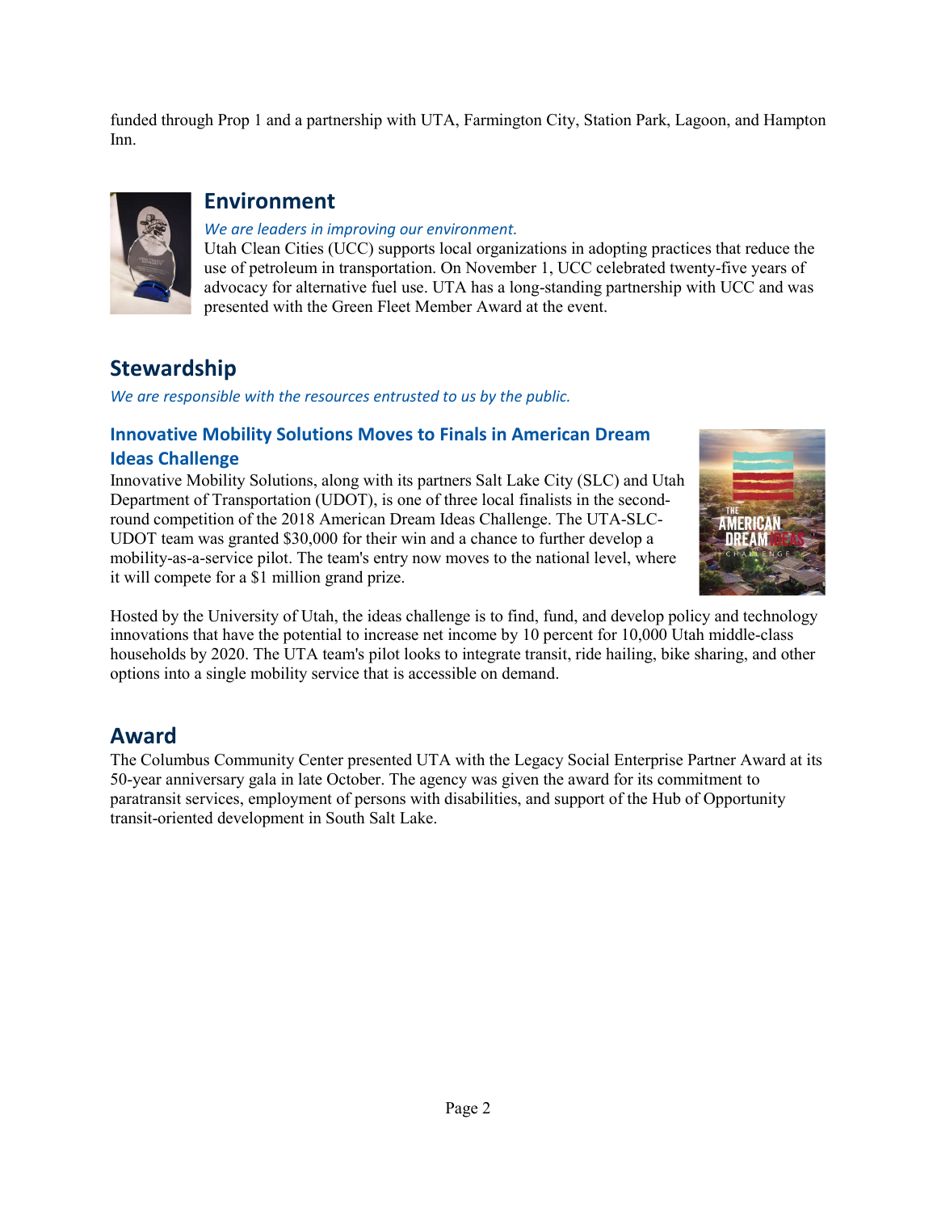funded through Prop 1 and a partnership with UTA, Farmington City, Station Park, Lagoon, and Hampton Inn.

## Environment

*We are leaders in improving our environment.*

Utah Clean Cities (UCC) supports local organizations in adopting practices that reduce the use of petroleum in transportation. On November 1, UCC celebrated twenty-five years of advocacy for alternative fuel use. UTA has a long-standing partnership with UCC and was presented with the Green Fleet Member Award at the event.

## Stewardship

*We are responsible with the resources entrusted to us by the public.*

### Innovative Mobility Solutions Moves to Finals in American Dream Ideas Challenge

Innovative Mobility Solutions, along with its partners Salt Lake City (SLC) and Utah Department of Transportation (UDOT), is one of three local finalists in the second-round competition of the 2018 American Dream Ideas Challenge. The UTA-SLC-UDOT team was granted $30,000 for their win and a chance to further develop a mobility-as-a-service pilot. The team's entry now moves to the national level, where it will compete for a $1 million grand prize.

Hosted by the University of Utah, the ideas challenge is to find, fund, and develop policy and technology innovations that have the potential to increase net income by 10 percent for 10,000 Utah middle-class households by 2020. The UTA team's pilot looks to integrate transit, ride hailing, bike sharing, and other options into a single mobility service that is accessible on demand.

## Award

The Columbus Community Center presented UTA with the Legacy Social Enterprise Partner Award at its 50-year anniversary gala in late October. The agency was given the award for its commitment to paratransit services, employment of persons with disabilities, and support of the Hub of Opportunity transit-oriented development in South Salt Lake.